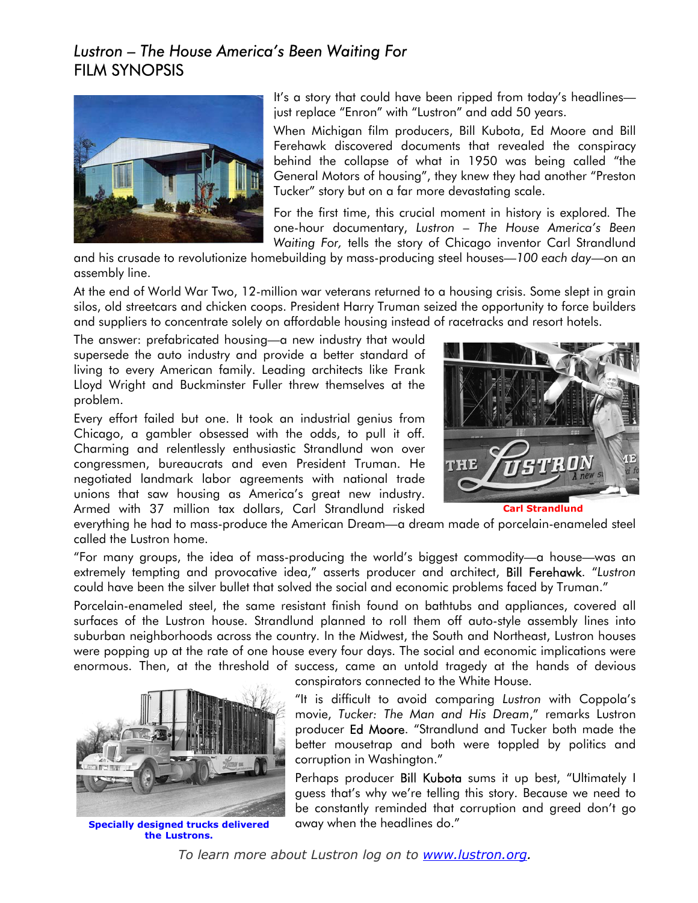# *Lustron – The House America's Been Waiting For*
## FILM SYNOPSIS

It's a story that could have been ripped from today's headlines—just replace "Enron" with "Lustron" and add 50 years.

When Michigan film producers, Bill Kubota, Ed Moore and Bill Ferehawk discovered documents that revealed the conspiracy behind the collapse of what in 1950 was being called "the General Motors of housing", they knew they had another "Preston Tucker" story but on a far more devastating scale.

For the first time, this crucial moment in history is explored. The one-hour documentary, *Lustron – The House America's Been Waiting For,* tells the story of Chicago inventor Carl Strandlund and his crusade to revolutionize homebuilding by mass-producing steel houses—*100 each day*—on an assembly line.

At the end of World War Two, 12-million war veterans returned to a housing crisis. Some slept in grain silos, old streetcars and chicken coops. President Harry Truman seized the opportunity to force builders and suppliers to concentrate solely on affordable housing instead of racetracks and resort hotels.

The answer: prefabricated housing—a new industry that would supersede the auto industry and provide a better standard of living to every American family. Leading architects like Frank Lloyd Wright and Buckminster Fuller threw themselves at the problem.

Every effort failed but one. It took an industrial genius from Chicago, a gambler obsessed with the odds, to pull it off. Charming and relentlessly enthusiastic Strandlund won over congressmen, bureaucrats and even President Truman. He negotiated landmark labor agreements with national trade unions that saw housing as America's great new industry. Armed with 37 million tax dollars, Carl Strandlund risked everything he had to mass-produce the American Dream—a dream made of porcelain-enameled steel called the Lustron home.

**Carl Strandlund**

"For many groups, the idea of mass-producing the world's biggest commodity—a house—was an extremely tempting and provocative idea," asserts producer and architect, Bill Ferehawk. "*Lustron* could have been the silver bullet that solved the social and economic problems faced by Truman."

Porcelain-enameled steel, the same resistant finish found on bathtubs and appliances, covered all surfaces of the Lustron house. Strandlund planned to roll them off auto-style assembly lines into suburban neighborhoods across the country. In the Midwest, the South and Northeast, Lustron houses were popping up at the rate of one house every four days. The social and economic implications were enormous. Then, at the threshold of success, came an untold tragedy at the hands of devious conspirators connected to the White House.

"It is difficult to avoid comparing *Lustron* with Coppola's movie, *Tucker: The Man and His Dream*," remarks Lustron producer Ed Moore. "Strandlund and Tucker both made the better mousetrap and both were toppled by politics and corruption in Washington."

Perhaps producer Bill Kubota sums it up best, "Ultimately I guess that's why we're telling this story. Because we need to be constantly reminded that corruption and greed don't go away when the headlines do."

**Specially designed trucks delivered the Lustrons.**

*To learn more about Lustron log on to [www.lustron.org](www.lustron.org).*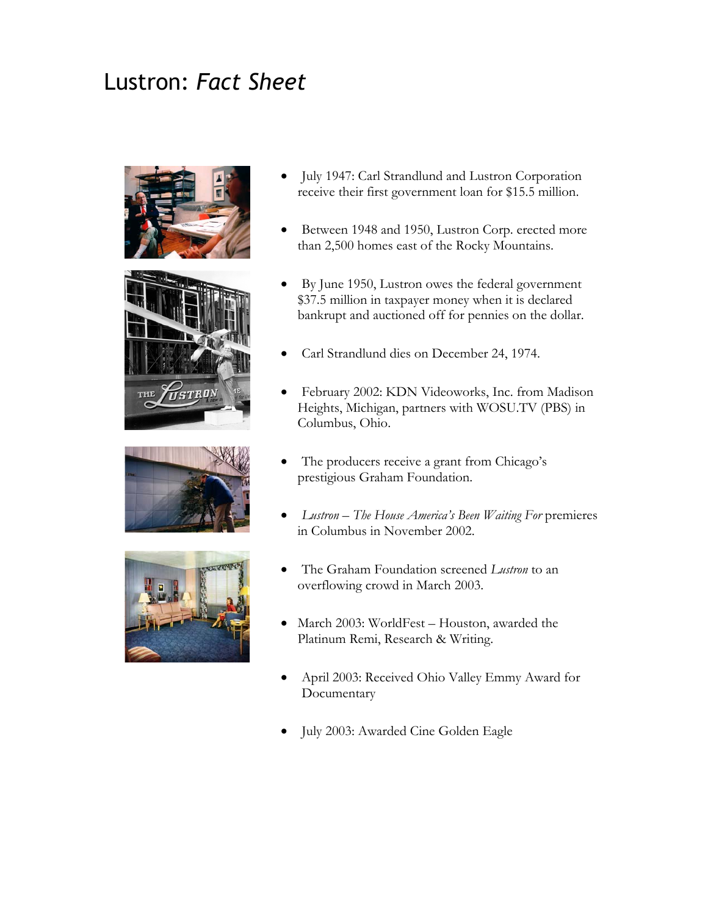# Lustron: *Fact Sheet*

- July 1947: Carl Strandlund and Lustron Corporation receive their first government loan for $15.5 million.
- Between 1948 and 1950, Lustron Corp. erected more than 2,500 homes east of the Rocky Mountains.
- By June 1950, Lustron owes the federal government $37.5 million in taxpayer money when it is declared bankrupt and auctioned off for pennies on the dollar.
- Carl Strandlund dies on December 24, 1974.
- February 2002: KDN Videoworks, Inc. from Madison Heights, Michigan, partners with WOSU.TV (PBS) in Columbus, Ohio.
- The producers receive a grant from Chicago's prestigious Graham Foundation.
- *Lustron – The House America's Been Waiting For* premieres in Columbus in November 2002.
- The Graham Foundation screened *Lustron* to an overflowing crowd in March 2003.
- March 2003: WorldFest – Houston, awarded the Platinum Remi, Research & Writing.
- April 2003: Received Ohio Valley Emmy Award for Documentary
- July 2003: Awarded Cine Golden Eagle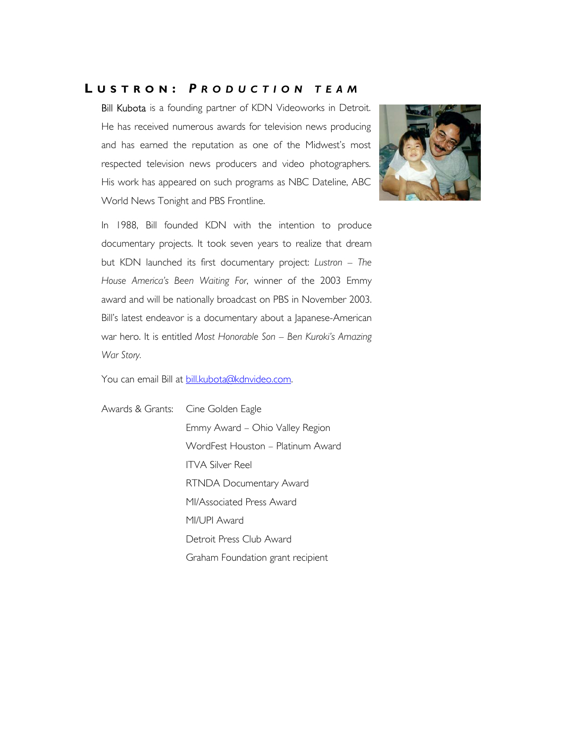## LUSTRON: *PRODUCTION TEAM*

Bill Kubota is a founding partner of KDN Videoworks in Detroit. He has received numerous awards for television news producing and has earned the reputation as one of the Midwest's most respected television news producers and video photographers. His work has appeared on such programs as NBC Dateline, ABC World News Tonight and PBS Frontline.

In 1988, Bill founded KDN with the intention to produce documentary projects. It took seven years to realize that dream but KDN launched its first documentary project: *Lustron – The House America's Been Waiting For*, winner of the 2003 Emmy award and will be nationally broadcast on PBS in November 2003. Bill's latest endeavor is a documentary about a Japanese-American war hero. It is entitled *Most Honorable Son – Ben Kuroki's Amazing War Story.*

You can email Bill at [bill.kubota@kdnvideo.com](mailto:bill.kubota@kdnvideo.com).

Awards & Grants:

- Cine Golden Eagle
- Emmy Award – Ohio Valley Region
- WordFest Houston – Platinum Award
- ITVA Silver Reel
- RTNDA Documentary Award
- MI/Associated Press Award
- MI/UPI Award
- Detroit Press Club Award
- Graham Foundation grant recipient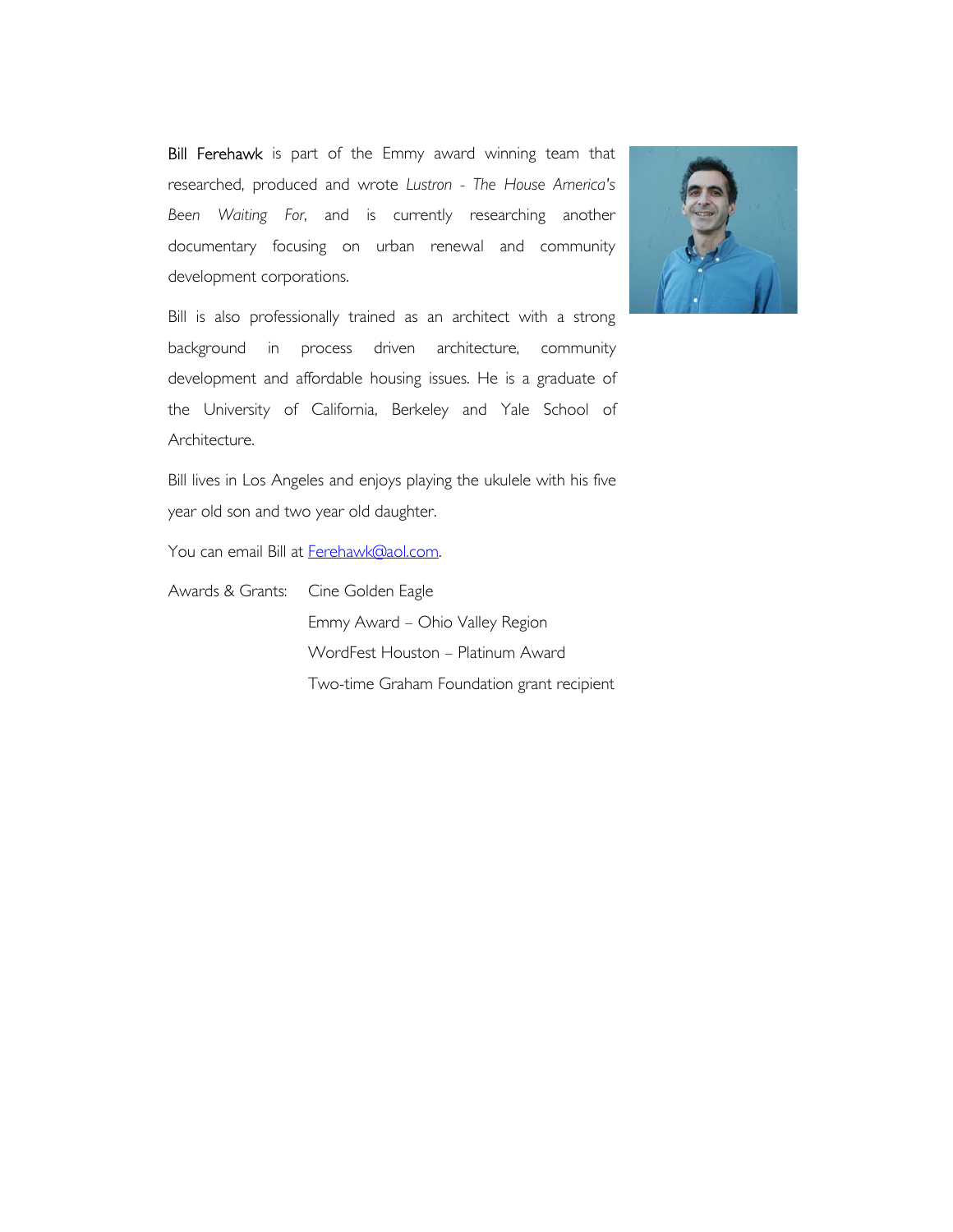**Bill Ferehawk** is part of the Emmy award winning team that researched, produced and wrote *Lustron - The House America's Been Waiting For*, and is currently researching another documentary focusing on urban renewal and community development corporations.

Bill is also professionally trained as an architect with a strong background in process driven architecture, community development and affordable housing issues. He is a graduate of the University of California, Berkeley and Yale School of Architecture.

Bill lives in Los Angeles and enjoys playing the ukulele with his five year old son and two year old daughter.

You can email Bill at [Ferehawk@aol.com](mailto:Ferehawk@aol.com).

Awards & Grants:

- Cine Golden Eagle
- Emmy Award – Ohio Valley Region
- WordFest Houston – Platinum Award
- Two-time Graham Foundation grant recipient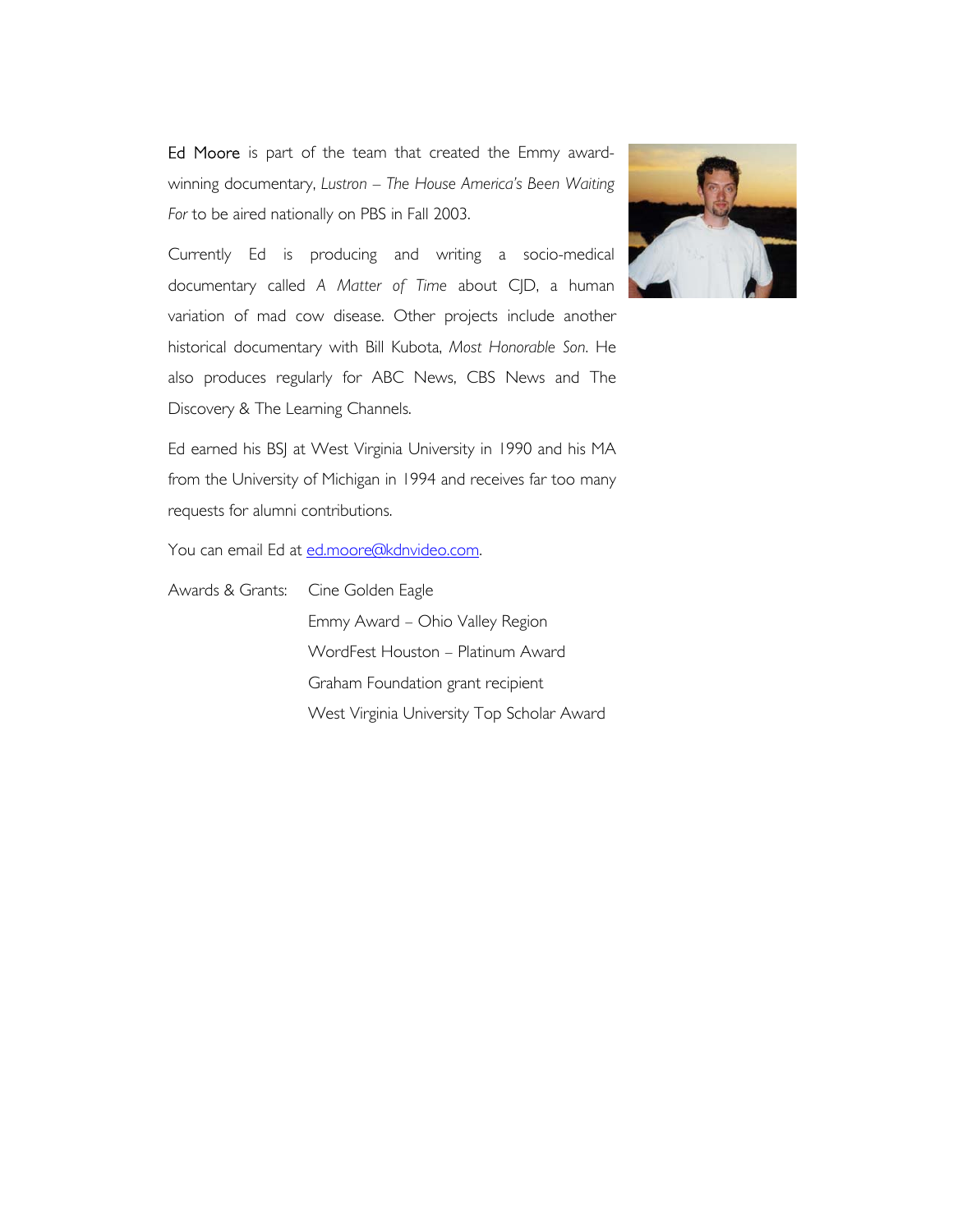Ed Moore is part of the team that created the Emmy award-winning documentary, *Lustron – The House America's Been Waiting For* to be aired nationally on PBS in Fall 2003.

Currently Ed is producing and writing a socio-medical documentary called *A Matter of Time* about CJD, a human variation of mad cow disease. Other projects include another historical documentary with Bill Kubota, *Most Honorable Son*. He also produces regularly for ABC News, CBS News and The Discovery & The Learning Channels.

Ed earned his BSJ at West Virginia University in 1990 and his MA from the University of Michigan in 1994 and receives far too many requests for alumni contributions.

You can email Ed at ed.moore@kdnvideo.com.

Awards & Grants:

- Cine Golden Eagle
- Emmy Award – Ohio Valley Region
- WordFest Houston – Platinum Award
- Graham Foundation grant recipient
- West Virginia University Top Scholar Award